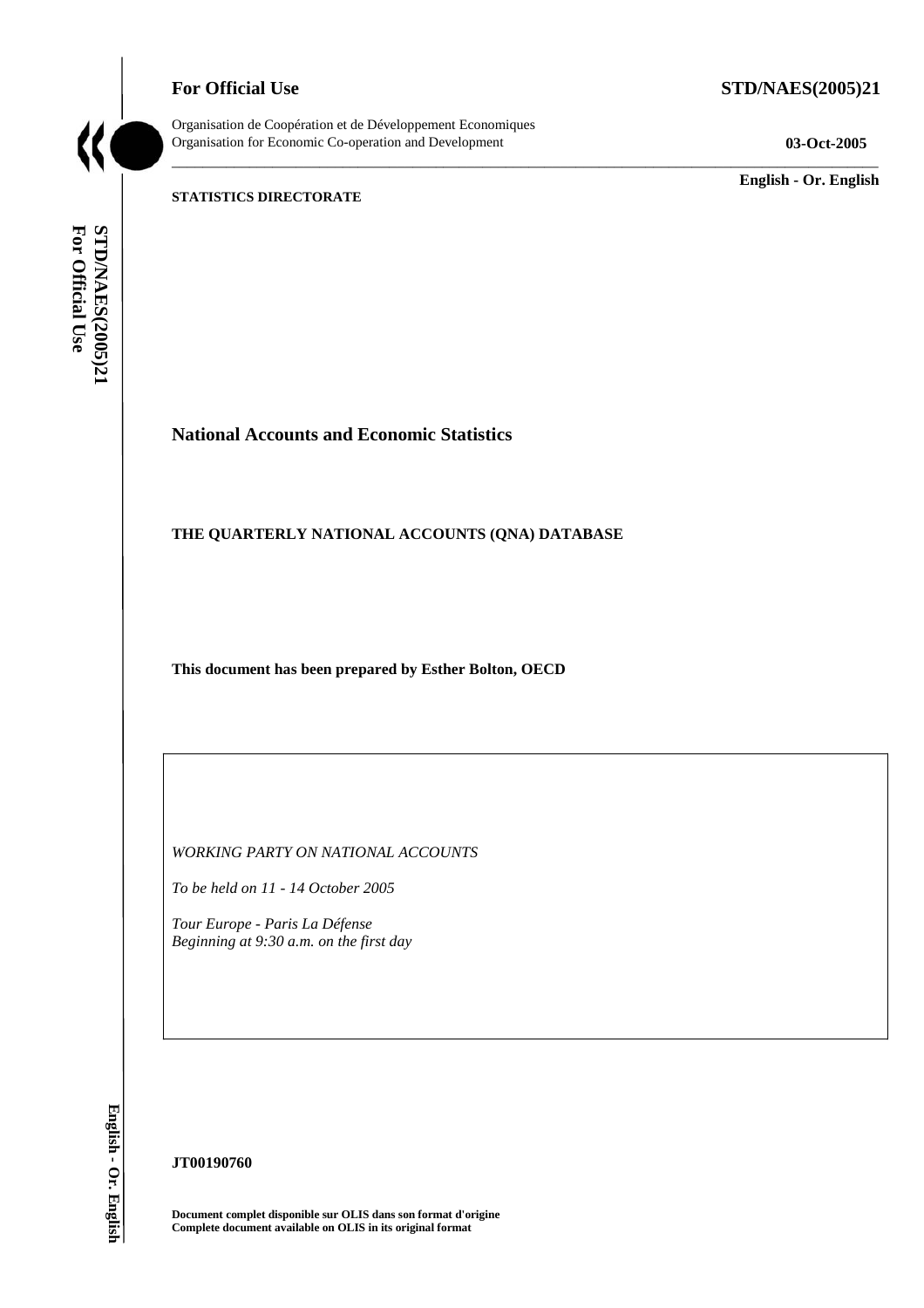**For Official Use** **STD/NAES(2005)21**

Organisation de Coopération et de Développement Economiques
Organisation for Economic Co-operation and Development **03-Oct-2005**

**English - Or. English**

**STATISTICS DIRECTORATE**

# National Accounts and Economic Statistics

## THE QUARTERLY NATIONAL ACCOUNTS (QNA) DATABASE

**This document has been prepared by Esther Bolton, OECD**

*WORKING PARTY ON NATIONAL ACCOUNTS*

*To be held on 11 - 14 October 2005*

*Tour Europe - Paris La Défense*
*Beginning at 9:30 a.m. on the first day*

**JT00190760**

**Document complet disponible sur OLIS dans son format d'origine**
**Complete document available on OLIS in its original format**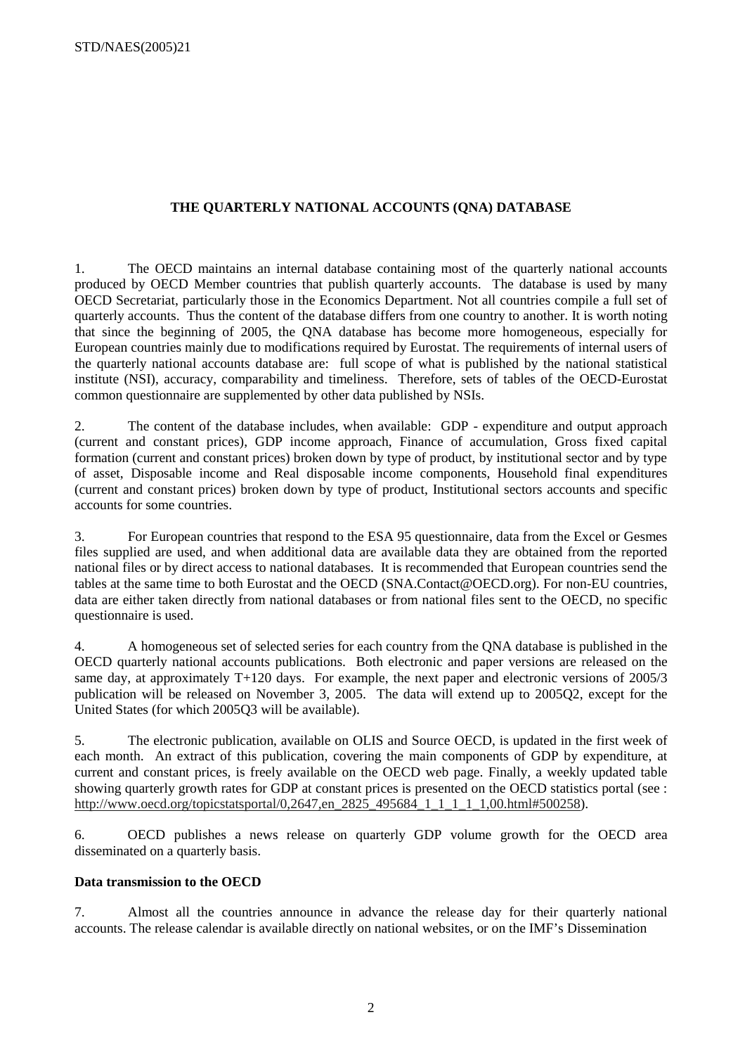## THE QUARTERLY NATIONAL ACCOUNTS (QNA) DATABASE

1. The OECD maintains an internal database containing most of the quarterly national accounts produced by OECD Member countries that publish quarterly accounts. The database is used by many OECD Secretariat, particularly those in the Economics Department. Not all countries compile a full set of quarterly accounts. Thus the content of the database differs from one country to another. It is worth noting that since the beginning of 2005, the QNA database has become more homogeneous, especially for European countries mainly due to modifications required by Eurostat. The requirements of internal users of the quarterly national accounts database are: full scope of what is published by the national statistical institute (NSI), accuracy, comparability and timeliness. Therefore, sets of tables of the OECD-Eurostat common questionnaire are supplemented by other data published by NSIs.

2. The content of the database includes, when available: GDP - expenditure and output approach (current and constant prices), GDP income approach, Finance of accumulation, Gross fixed capital formation (current and constant prices) broken down by type of product, by institutional sector and by type of asset, Disposable income and Real disposable income components, Household final expenditures (current and constant prices) broken down by type of product, Institutional sectors accounts and specific accounts for some countries.

3. For European countries that respond to the ESA 95 questionnaire, data from the Excel or Gesmes files supplied are used, and when additional data are available data they are obtained from the reported national files or by direct access to national databases. It is recommended that European countries send the tables at the same time to both Eurostat and the OECD (SNA.Contact@OECD.org). For non-EU countries, data are either taken directly from national databases or from national files sent to the OECD, no specific questionnaire is used.

4. A homogeneous set of selected series for each country from the QNA database is published in the OECD quarterly national accounts publications. Both electronic and paper versions are released on the same day, at approximately T+120 days. For example, the next paper and electronic versions of 2005/3 publication will be released on November 3, 2005. The data will extend up to 2005Q2, except for the United States (for which 2005Q3 will be available).

5. The electronic publication, available on OLIS and Source OECD, is updated in the first week of each month. An extract of this publication, covering the main components of GDP by expenditure, at current and constant prices, is freely available on the OECD web page. Finally, a weekly updated table showing quarterly growth rates for GDP at constant prices is presented on the OECD statistics portal (see : http://www.oecd.org/topicstatsportal/0,2647,en_2825_495684_1_1_1_1_1,00.html#500258).

6. OECD publishes a news release on quarterly GDP volume growth for the OECD area disseminated on a quarterly basis.

### Data transmission to the OECD

7. Almost all the countries announce in advance the release day for their quarterly national accounts. The release calendar is available directly on national websites, or on the IMF's Dissemination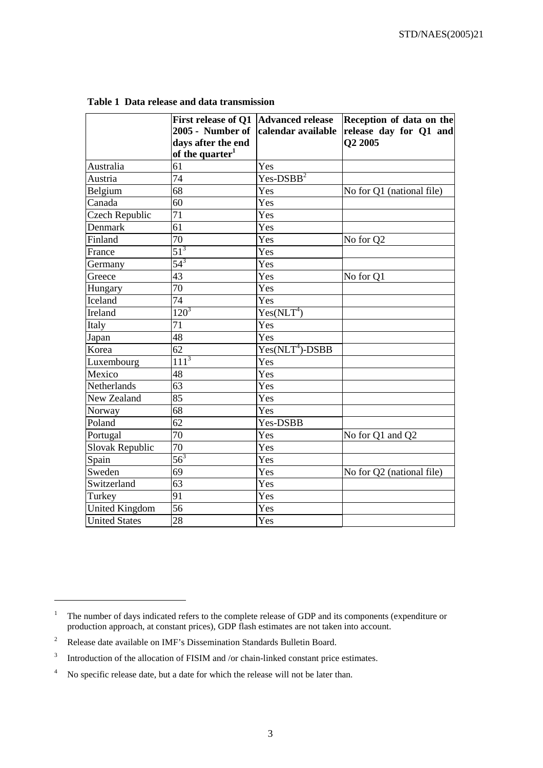**Table 1 Data release and data transmission**

| | First release of Q1 2005 - Number of days after the end of the quarter[1] | Advanced release calendar available | Reception of data on the release day for Q1 and Q2 2005 |
|---|---|---|---|
| Australia | 61 | Yes | |
| Austria | 74 | Yes-DSBB[2] | |
| Belgium | 68 | Yes | No for Q1 (national file) |
| Canada | 60 | Yes | |
| Czech Republic | 71 | Yes | |
| Denmark | 61 | Yes | |
| Finland | 70 | Yes | No for Q2 |
| France | 51[3] | Yes | |
| Germany | 54[3] | Yes | |
| Greece | 43 | Yes | No for Q1 |
| Hungary | 70 | Yes | |
| Iceland | 74 | Yes | |
| Ireland | 120[3] | Yes(NLT[4]) | |
| Italy | 71 | Yes | |
| Japan | 48 | Yes | |
| Korea | 62 | Yes(NLT[4])-DSBB | |
| Luxembourg | 111[3] | Yes | |
| Mexico | 48 | Yes | |
| Netherlands | 63 | Yes | |
| New Zealand | 85 | Yes | |
| Norway | 68 | Yes | |
| Poland | 62 | Yes-DSBB | |
| Portugal | 70 | Yes | No for Q1 and Q2 |
| Slovak Republic | 70 | Yes | |
| Spain | 56[3] | Yes | |
| Sweden | 69 | Yes | No for Q2 (national file) |
| Switzerland | 63 | Yes | |
| Turkey | 91 | Yes | |
| United Kingdom | 56 | Yes | |
| United States | 28 | Yes | |

[1] The number of days indicated refers to the complete release of GDP and its components (expenditure or production approach, at constant prices), GDP flash estimates are not taken into account.

[2] Release date available on IMF's Dissemination Standards Bulletin Board.

[3] Introduction of the allocation of FISIM and /or chain-linked constant price estimates.

[4] No specific release date, but a date for which the release will not be later than.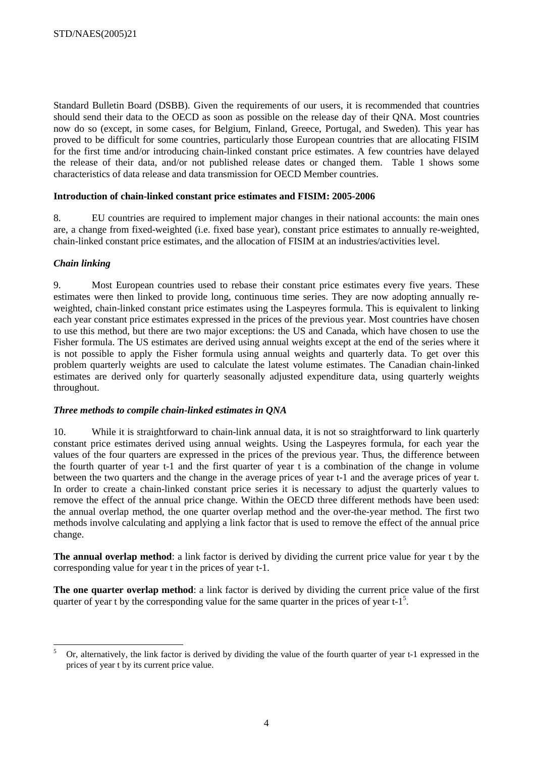Standard Bulletin Board (DSBB). Given the requirements of our users, it is recommended that countries should send their data to the OECD as soon as possible on the release day of their QNA. Most countries now do so (except, in some cases, for Belgium, Finland, Greece, Portugal, and Sweden). This year has proved to be difficult for some countries, particularly those European countries that are allocating FISIM for the first time and/or introducing chain-linked constant price estimates. A few countries have delayed the release of their data, and/or not published release dates or changed them. Table 1 shows some characteristics of data release and data transmission for OECD Member countries.

**Introduction of chain-linked constant price estimates and FISIM: 2005-2006**

8. EU countries are required to implement major changes in their national accounts: the main ones are, a change from fixed-weighted (i.e. fixed base year), constant price estimates to annually re-weighted, chain-linked constant price estimates, and the allocation of FISIM at an industries/activities level.

***Chain linking***

9. Most European countries used to rebase their constant price estimates every five years. These estimates were then linked to provide long, continuous time series. They are now adopting annually re-weighted, chain-linked constant price estimates using the Laspeyres formula. This is equivalent to linking each year constant price estimates expressed in the prices of the previous year. Most countries have chosen to use this method, but there are two major exceptions: the US and Canada, which have chosen to use the Fisher formula. The US estimates are derived using annual weights except at the end of the series where it is not possible to apply the Fisher formula using annual weights and quarterly data. To get over this problem quarterly weights are used to calculate the latest volume estimates. The Canadian chain-linked estimates are derived only for quarterly seasonally adjusted expenditure data, using quarterly weights throughout.

***Three methods to compile chain-linked estimates in QNA***

10. While it is straightforward to chain-link annual data, it is not so straightforward to link quarterly constant price estimates derived using annual weights. Using the Laspeyres formula, for each year the values of the four quarters are expressed in the prices of the previous year. Thus, the difference between the fourth quarter of year t-1 and the first quarter of year t is a combination of the change in volume between the two quarters and the change in the average prices of year t-1 and the average prices of year t. In order to create a chain-linked constant price series it is necessary to adjust the quarterly values to remove the effect of the annual price change. Within the OECD three different methods have been used: the annual overlap method, the one quarter overlap method and the over-the-year method. The first two methods involve calculating and applying a link factor that is used to remove the effect of the annual price change.

**The annual overlap method**: a link factor is derived by dividing the current price value for year t by the corresponding value for year t in the prices of year t-1.

**The one quarter overlap method**: a link factor is derived by dividing the current price value of the first quarter of year t by the corresponding value for the same quarter in the prices of year t-1[5].

[5] Or, alternatively, the link factor is derived by dividing the value of the fourth quarter of year t-1 expressed in the prices of year t by its current price value.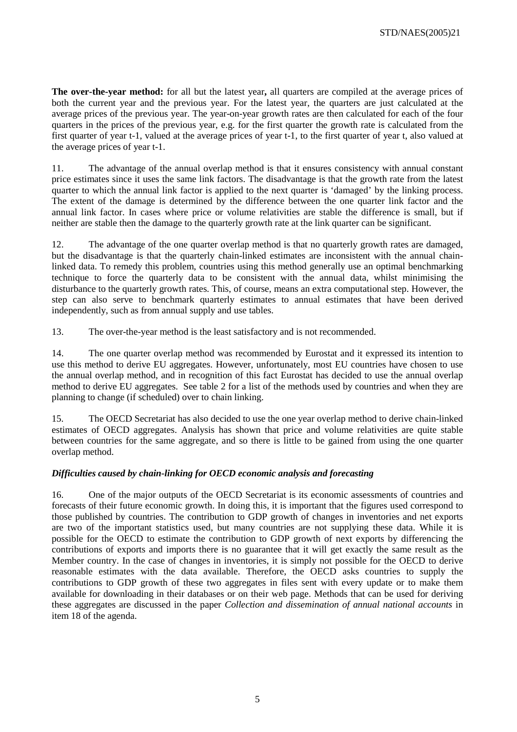**The over-the-year method:** for all but the latest year**,** all quarters are compiled at the average prices of both the current year and the previous year. For the latest year, the quarters are just calculated at the average prices of the previous year. The year-on-year growth rates are then calculated for each of the four quarters in the prices of the previous year, e.g. for the first quarter the growth rate is calculated from the first quarter of year t-1, valued at the average prices of year t-1, to the first quarter of year t, also valued at the average prices of year t-1.

11. The advantage of the annual overlap method is that it ensures consistency with annual constant price estimates since it uses the same link factors. The disadvantage is that the growth rate from the latest quarter to which the annual link factor is applied to the next quarter is 'damaged' by the linking process. The extent of the damage is determined by the difference between the one quarter link factor and the annual link factor. In cases where price or volume relativities are stable the difference is small, but if neither are stable then the damage to the quarterly growth rate at the link quarter can be significant.

12. The advantage of the one quarter overlap method is that no quarterly growth rates are damaged, but the disadvantage is that the quarterly chain-linked estimates are inconsistent with the annual chain-linked data. To remedy this problem, countries using this method generally use an optimal benchmarking technique to force the quarterly data to be consistent with the annual data, whilst minimising the disturbance to the quarterly growth rates. This, of course, means an extra computational step. However, the step can also serve to benchmark quarterly estimates to annual estimates that have been derived independently, such as from annual supply and use tables.

13. The over-the-year method is the least satisfactory and is not recommended.

14. The one quarter overlap method was recommended by Eurostat and it expressed its intention to use this method to derive EU aggregates. However, unfortunately, most EU countries have chosen to use the annual overlap method, and in recognition of this fact Eurostat has decided to use the annual overlap method to derive EU aggregates. See table 2 for a list of the methods used by countries and when they are planning to change (if scheduled) over to chain linking.

15. The OECD Secretariat has also decided to use the one year overlap method to derive chain-linked estimates of OECD aggregates. Analysis has shown that price and volume relativities are quite stable between countries for the same aggregate, and so there is little to be gained from using the one quarter overlap method.

### *Difficulties caused by chain-linking for OECD economic analysis and forecasting*

16. One of the major outputs of the OECD Secretariat is its economic assessments of countries and forecasts of their future economic growth. In doing this, it is important that the figures used correspond to those published by countries. The contribution to GDP growth of changes in inventories and net exports are two of the important statistics used, but many countries are not supplying these data. While it is possible for the OECD to estimate the contribution to GDP growth of next exports by differencing the contributions of exports and imports there is no guarantee that it will get exactly the same result as the Member country. In the case of changes in inventories, it is simply not possible for the OECD to derive reasonable estimates with the data available. Therefore, the OECD asks countries to supply the contributions to GDP growth of these two aggregates in files sent with every update or to make them available for downloading in their databases or on their web page. Methods that can be used for deriving these aggregates are discussed in the paper *Collection and dissemination of annual national accounts* in item 18 of the agenda.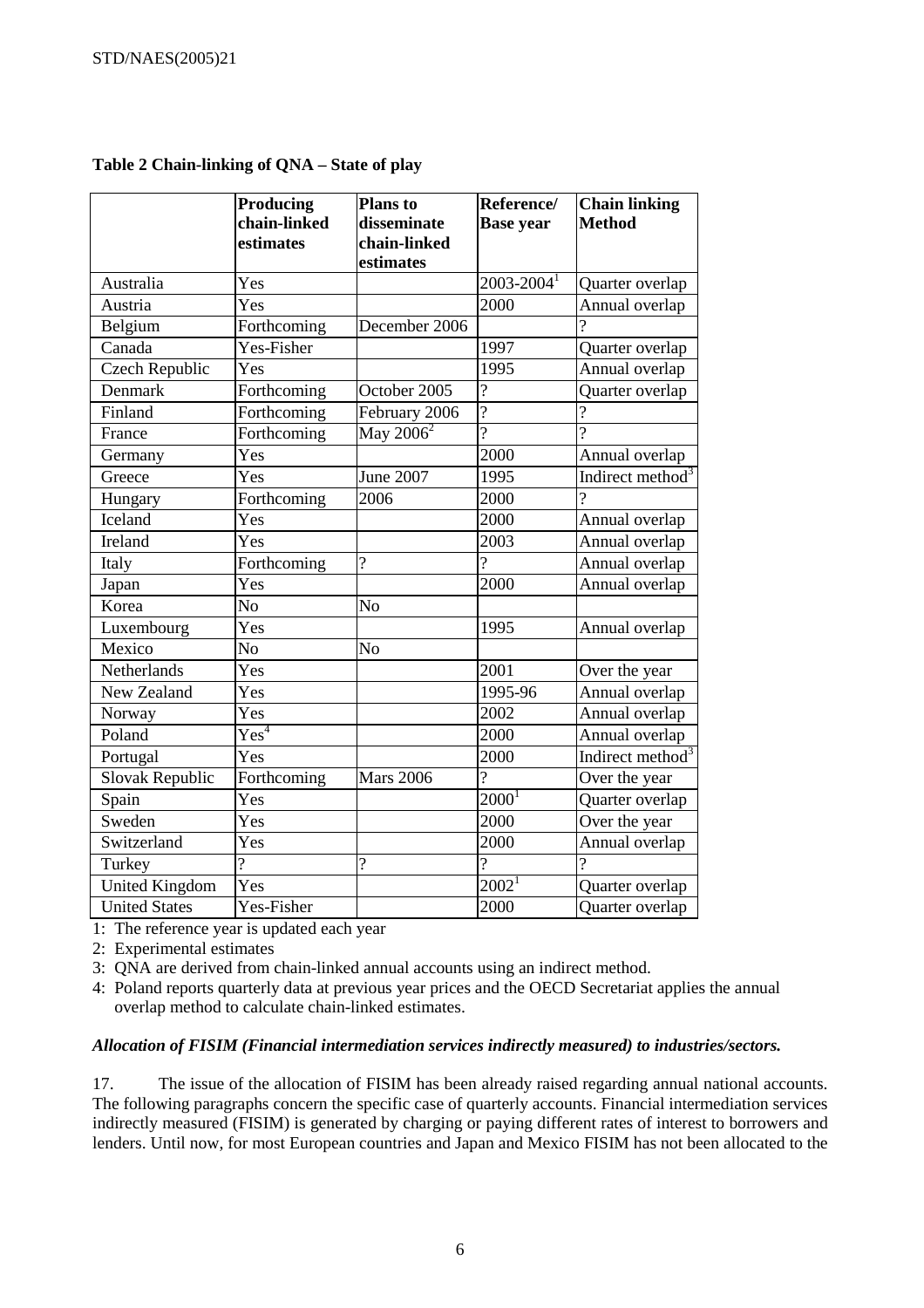**Table 2 Chain-linking of QNA – State of play**

| | Producing chain-linked estimates | Plans to disseminate chain-linked estimates | Reference/ Base year | Chain linking Method |
|---|---|---|---|---|
| Australia | Yes | | 2003-2004[1] | Quarter overlap |
| Austria | Yes | | 2000 | Annual overlap |
| Belgium | Forthcoming | December 2006 | | ? |
| Canada | Yes-Fisher | | 1997 | Quarter overlap |
| Czech Republic | Yes | | 1995 | Annual overlap |
| Denmark | Forthcoming | October 2005 | ? | Quarter overlap |
| Finland | Forthcoming | February 2006 | ? | ? |
| France | Forthcoming | May 2006[2] | ? | ? |
| Germany | Yes | | 2000 | Annual overlap |
| Greece | Yes | June 2007 | 1995 | Indirect method[3] |
| Hungary | Forthcoming | 2006 | 2000 | ? |
| Iceland | Yes | | 2000 | Annual overlap |
| Ireland | Yes | | 2003 | Annual overlap |
| Italy | Forthcoming | ? | ? | Annual overlap |
| Japan | Yes | | 2000 | Annual overlap |
| Korea | No | No | | |
| Luxembourg | Yes | | 1995 | Annual overlap |
| Mexico | No | No | | |
| Netherlands | Yes | | 2001 | Over the year |
| New Zealand | Yes | | 1995-96 | Annual overlap |
| Norway | Yes | | 2002 | Annual overlap |
| Poland | Yes[4] | | 2000 | Annual overlap |
| Portugal | Yes | | 2000 | Indirect method[3] |
| Slovak Republic | Forthcoming | Mars 2006 | ? | Over the year |
| Spain | Yes | | 2000[1] | Quarter overlap |
| Sweden | Yes | | 2000 | Over the year |
| Switzerland | Yes | | 2000 | Annual overlap |
| Turkey | ? | ? | ? | ? |
| United Kingdom | Yes | | 2002[1] | Quarter overlap |
| United States | Yes-Fisher | | 2000 | Quarter overlap |

1: The reference year is updated each year

2: Experimental estimates

3: QNA are derived from chain-linked annual accounts using an indirect method.

4: Poland reports quarterly data at previous year prices and the OECD Secretariat applies the annual overlap method to calculate chain-linked estimates.

***Allocation of FISIM (Financial intermediation services indirectly measured) to industries/sectors.***

17. The issue of the allocation of FISIM has been already raised regarding annual national accounts. The following paragraphs concern the specific case of quarterly accounts. Financial intermediation services indirectly measured (FISIM) is generated by charging or paying different rates of interest to borrowers and lenders. Until now, for most European countries and Japan and Mexico FISIM has not been allocated to the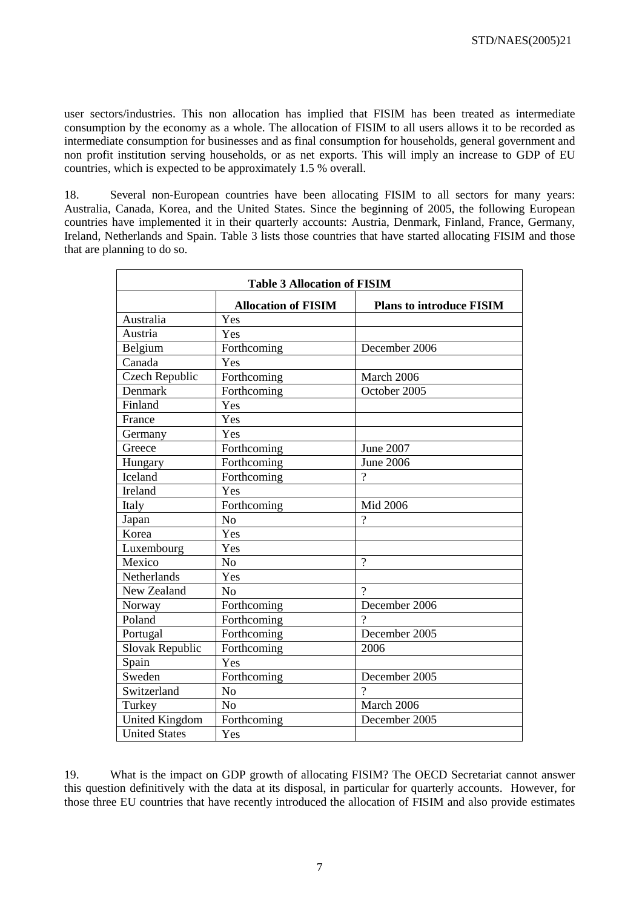user sectors/industries. This non allocation has implied that FISIM has been treated as intermediate consumption by the economy as a whole. The allocation of FISIM to all users allows it to be recorded as intermediate consumption for businesses and as final consumption for households, general government and non profit institution serving households, or as net exports. This will imply an increase to GDP of EU countries, which is expected to be approximately 1.5 % overall.

18. Several non-European countries have been allocating FISIM to all sectors for many years: Australia, Canada, Korea, and the United States. Since the beginning of 2005, the following European countries have implemented it in their quarterly accounts: Austria, Denmark, Finland, France, Germany, Ireland, Netherlands and Spain. Table 3 lists those countries that have started allocating FISIM and those that are planning to do so.

**Table 3 Allocation of FISIM**

| | Allocation of FISIM | Plans to introduce FISIM |
|---|---|---|
| Australia | Yes | |
| Austria | Yes | |
| Belgium | Forthcoming | December 2006 |
| Canada | Yes | |
| Czech Republic | Forthcoming | March 2006 |
| Denmark | Forthcoming | October 2005 |
| Finland | Yes | |
| France | Yes | |
| Germany | Yes | |
| Greece | Forthcoming | June 2007 |
| Hungary | Forthcoming | June 2006 |
| Iceland | Forthcoming | ? |
| Ireland | Yes | |
| Italy | Forthcoming | Mid 2006 |
| Japan | No | ? |
| Korea | Yes | |
| Luxembourg | Yes | |
| Mexico | No | ? |
| Netherlands | Yes | |
| New Zealand | No | ? |
| Norway | Forthcoming | December 2006 |
| Poland | Forthcoming | ? |
| Portugal | Forthcoming | December 2005 |
| Slovak Republic | Forthcoming | 2006 |
| Spain | Yes | |
| Sweden | Forthcoming | December 2005 |
| Switzerland | No | ? |
| Turkey | No | March 2006 |
| United Kingdom | Forthcoming | December 2005 |
| United States | Yes | |

19. What is the impact on GDP growth of allocating FISIM? The OECD Secretariat cannot answer this question definitively with the data at its disposal, in particular for quarterly accounts. However, for those three EU countries that have recently introduced the allocation of FISIM and also provide estimates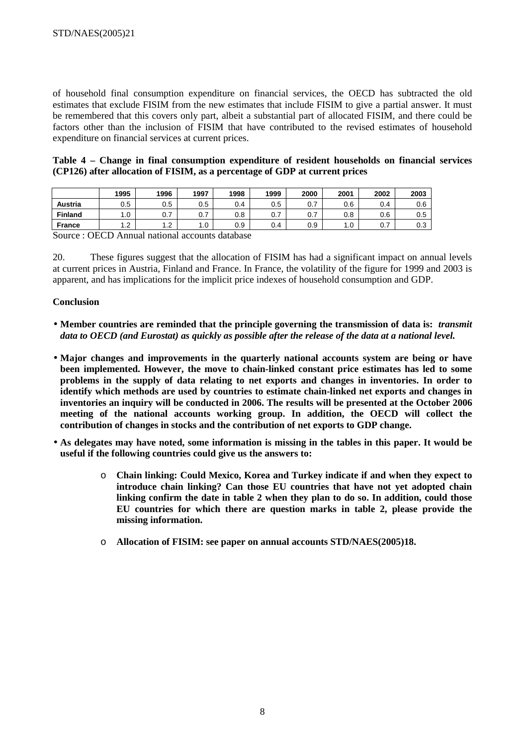of household final consumption expenditure on financial services, the OECD has subtracted the old estimates that exclude FISIM from the new estimates that include FISIM to give a partial answer. It must be remembered that this covers only part, albeit a substantial part of allocated FISIM, and there could be factors other than the inclusion of FISIM that have contributed to the revised estimates of household expenditure on financial services at current prices.

**Table 4 – Change in final consumption expenditure of resident households on financial services (CP126) after allocation of FISIM, as a percentage of GDP at current prices**

| | 1995 | 1996 | 1997 | 1998 | 1999 | 2000 | 2001 | 2002 | 2003 |
|---|---|---|---|---|---|---|---|---|---|
| **Austria** | 0.5 | 0.5 | 0.5 | 0.4 | 0.5 | 0.7 | 0.6 | 0.4 | 0.6 |
| **Finland** | 1.0 | 0.7 | 0.7 | 0.8 | 0.7 | 0.7 | 0.8 | 0.6 | 0.5 |
| **France** | 1.2 | 1.2 | 1.0 | 0.9 | 0.4 | 0.9 | 1.0 | 0.7 | 0.3 |

Source : OECD Annual national accounts database

20. These figures suggest that the allocation of FISIM has had a significant impact on annual levels at current prices in Austria, Finland and France. In France, the volatility of the figure for 1999 and 2003 is apparent, and has implications for the implicit price indexes of household consumption and GDP.

**Conclusion**

- **Member countries are reminded that the principle governing the transmission of data is: *transmit data to OECD (and Eurostat) as quickly as possible after the release of the data at a national level.***
- **Major changes and improvements in the quarterly national accounts system are being or have been implemented. However, the move to chain-linked constant price estimates has led to some problems in the supply of data relating to net exports and changes in inventories. In order to identify which methods are used by countries to estimate chain-linked net exports and changes in inventories an inquiry will be conducted in 2006. The results will be presented at the October 2006 meeting of the national accounts working group. In addition, the OECD will collect the contribution of changes in stocks and the contribution of net exports to GDP change.**
- **As delegates may have noted, some information is missing in the tables in this paper. It would be useful if the following countries could give us the answers to:**
  - **Chain linking: Could Mexico, Korea and Turkey indicate if and when they expect to introduce chain linking? Can those EU countries that have not yet adopted chain linking confirm the date in table 2 when they plan to do so. In addition, could those EU countries for which there are question marks in table 2, please provide the missing information.**
  - **Allocation of FISIM: see paper on annual accounts STD/NAES(2005)18.**